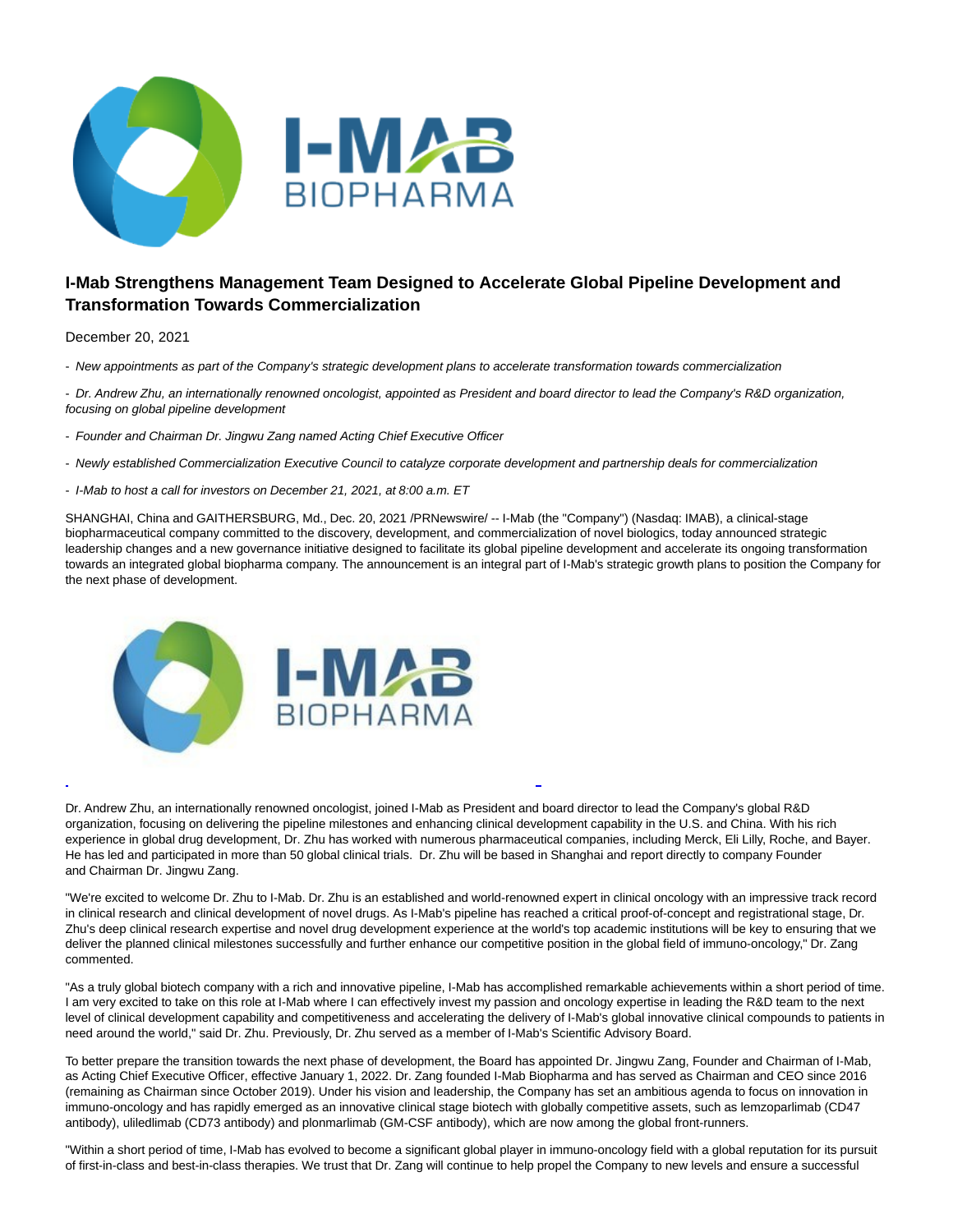# I-Mab Strengthens Management Team Designed to Accelerate Global Pipeline Development and Transformation Towards Commercialization

December 20, 2021

- *New appointments as part of the Company's strategic development plans to accelerate transformation towards commercialization*

- *Dr. Andrew Zhu, an internationally renowned oncologist, appointed as President and board director to lead the Company's R&D organization, focusing on global pipeline development*

- *Founder and Chairman Dr. Jingwu Zang named Acting Chief Executive Officer*

- *Newly established Commercialization Executive Council to catalyze corporate development and partnership deals for commercialization*

- *I-Mab to host a call for investors on December 21, 2021, at 8:00 a.m. ET*

SHANGHAI, China and GAITHERSBURG, Md., Dec. 20, 2021 /PRNewswire/ -- I-Mab (the "Company") (Nasdaq: IMAB), a clinical-stage biopharmaceutical company committed to the discovery, development, and commercialization of novel biologics, today announced strategic leadership changes and a new governance initiative designed to facilitate its global pipeline development and accelerate its ongoing transformation towards an integrated global biopharma company. The announcement is an integral part of I-Mab's strategic growth plans to position the Company for the next phase of development.

Dr. Andrew Zhu, an internationally renowned oncologist, joined I-Mab as President and board director to lead the Company's global R&D organization, focusing on delivering the pipeline milestones and enhancing clinical development capability in the U.S. and China. With his rich experience in global drug development, Dr. Zhu has worked with numerous pharmaceutical companies, including Merck, Eli Lilly, Roche, and Bayer. He has led and participated in more than 50 global clinical trials. Dr. Zhu will be based in Shanghai and report directly to company Founder and Chairman Dr. Jingwu Zang.

"We're excited to welcome Dr. Zhu to I-Mab. Dr. Zhu is an established and world-renowned expert in clinical oncology with an impressive track record in clinical research and clinical development of novel drugs. As I-Mab's pipeline has reached a critical proof-of-concept and registrational stage, Dr. Zhu's deep clinical research expertise and novel drug development experience at the world's top academic institutions will be key to ensuring that we deliver the planned clinical milestones successfully and further enhance our competitive position in the global field of immuno-oncology," Dr. Zang commented.

"As a truly global biotech company with a rich and innovative pipeline, I-Mab has accomplished remarkable achievements within a short period of time. I am very excited to take on this role at I-Mab where I can effectively invest my passion and oncology expertise in leading the R&D team to the next level of clinical development capability and competitiveness and accelerating the delivery of I-Mab's global innovative clinical compounds to patients in need around the world," said Dr. Zhu. Previously, Dr. Zhu served as a member of I-Mab's Scientific Advisory Board.

To better prepare the transition towards the next phase of development, the Board has appointed Dr. Jingwu Zang, Founder and Chairman of I-Mab, as Acting Chief Executive Officer, effective January 1, 2022. Dr. Zang founded I-Mab Biopharma and has served as Chairman and CEO since 2016 (remaining as Chairman since October 2019). Under his vision and leadership, the Company has set an ambitious agenda to focus on innovation in immuno-oncology and has rapidly emerged as an innovative clinical stage biotech with globally competitive assets, such as lemzoparlimab (CD47 antibody), uliledlimab (CD73 antibody) and plonmarlimab (GM-CSF antibody), which are now among the global front-runners.

"Within a short period of time, I-Mab has evolved to become a significant global player in immuno-oncology field with a global reputation for its pursuit of first-in-class and best-in-class therapies. We trust that Dr. Zang will continue to help propel the Company to new levels and ensure a successful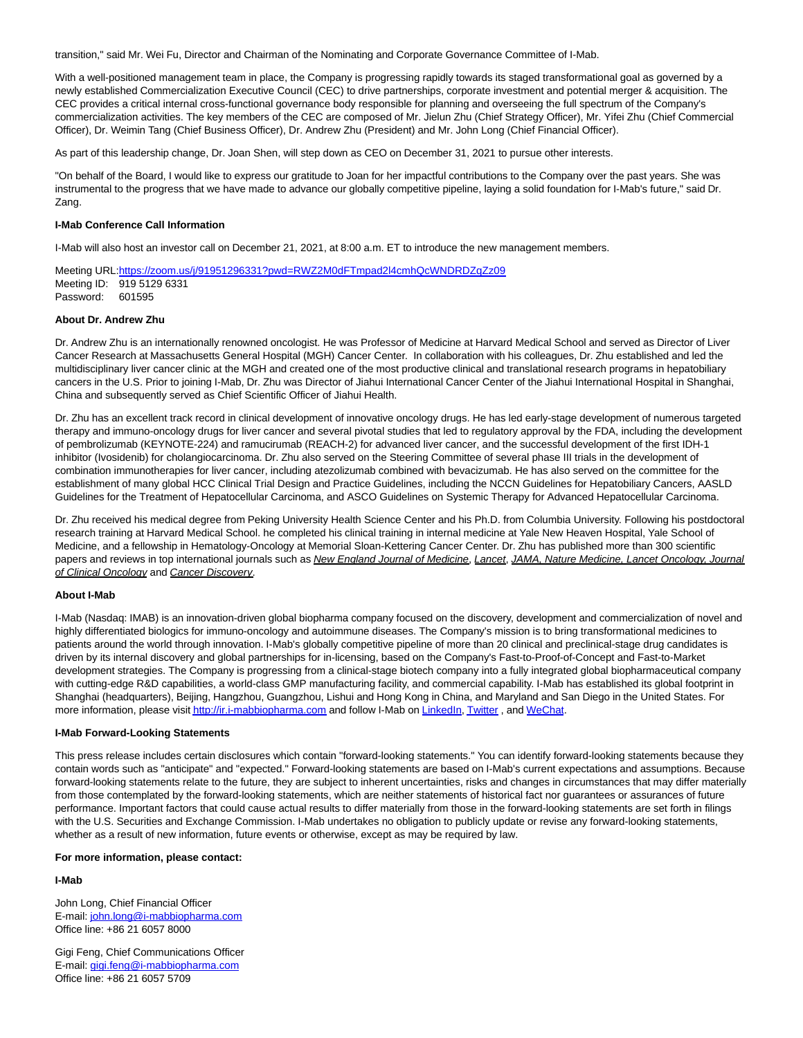transition," said Mr. Wei Fu, Director and Chairman of the Nominating and Corporate Governance Committee of I-Mab.

With a well-positioned management team in place, the Company is progressing rapidly towards its staged transformational goal as governed by a newly established Commercialization Executive Council (CEC) to drive partnerships, corporate investment and potential merger & acquisition. The CEC provides a critical internal cross-functional governance body responsible for planning and overseeing the full spectrum of the Company's commercialization activities. The key members of the CEC are composed of Mr. Jielun Zhu (Chief Strategy Officer), Mr. Yifei Zhu (Chief Commercial Officer), Dr. Weimin Tang (Chief Business Officer), Dr. Andrew Zhu (President) and Mr. John Long (Chief Financial Officer).

As part of this leadership change, Dr. Joan Shen, will step down as CEO on December 31, 2021 to pursue other interests.

"On behalf of the Board, I would like to express our gratitude to Joan for her impactful contributions to the Company over the past years. She was instrumental to the progress that we have made to advance our globally competitive pipeline, laying a solid foundation for I-Mab's future," said Dr. Zang.

**I-Mab Conference Call Information**

I-Mab will also host an investor call on December 21, 2021, at 8:00 a.m. ET to introduce the new management members.

Meeting URL: [https://zoom.us/j/91951296331?pwd=RWZ2M0dFTmpad2l4cmhQcWNDRDZqZz09](https://zoom.us/j/91951296331?pwd=RWZ2M0dFTmpad2l4cmhQcWNDRDZqZz09)
Meeting ID: 919 5129 6331
Password: 601595

**About Dr. Andrew Zhu**

Dr. Andrew Zhu is an internationally renowned oncologist. He was Professor of Medicine at Harvard Medical School and served as Director of Liver Cancer Research at Massachusetts General Hospital (MGH) Cancer Center. In collaboration with his colleagues, Dr. Zhu established and led the multidisciplinary liver cancer clinic at the MGH and created one of the most productive clinical and translational research programs in hepatobiliary cancers in the U.S. Prior to joining I-Mab, Dr. Zhu was Director of Jiahui International Cancer Center of the Jiahui International Hospital in Shanghai, China and subsequently served as Chief Scientific Officer of Jiahui Health.

Dr. Zhu has an excellent track record in clinical development of innovative oncology drugs. He has led early-stage development of numerous targeted therapy and immuno-oncology drugs for liver cancer and several pivotal studies that led to regulatory approval by the FDA, including the development of pembrolizumab (KEYNOTE-224) and ramucirumab (REACH-2) for advanced liver cancer, and the successful development of the first IDH-1 inhibitor (Ivosidenib) for cholangiocarcinoma. Dr. Zhu also served on the Steering Committee of several phase III trials in the development of combination immunotherapies for liver cancer, including atezolizumab combined with bevacizumab. He has also served on the committee for the establishment of many global HCC Clinical Trial Design and Practice Guidelines, including the NCCN Guidelines for Hepatobiliary Cancers, AASLD Guidelines for the Treatment of Hepatocellular Carcinoma, and ASCO Guidelines on Systemic Therapy for Advanced Hepatocellular Carcinoma.

Dr. Zhu received his medical degree from Peking University Health Science Center and his Ph.D. from Columbia University. Following his postdoctoral research training at Harvard Medical School. he completed his clinical training in internal medicine at Yale New Heaven Hospital, Yale School of Medicine, and a fellowship in Hematology-Oncology at Memorial Sloan-Kettering Cancer Center. Dr. Zhu has published more than 300 scientific papers and reviews in top international journals such as *New England Journal of Medicine*, *Lancet*, *JAMA, Nature Medicine, Lancet Oncology, Journal of Clinical Oncology* and *Cancer Discovery*.

**About I-Mab**

I-Mab (Nasdaq: IMAB) is an innovation-driven global biopharma company focused on the discovery, development and commercialization of novel and highly differentiated biologics for immuno-oncology and autoimmune diseases. The Company's mission is to bring transformational medicines to patients around the world through innovation. I-Mab's globally competitive pipeline of more than 20 clinical and preclinical-stage drug candidates is driven by its internal discovery and global partnerships for in-licensing, based on the Company's Fast-to-Proof-of-Concept and Fast-to-Market development strategies. The Company is progressing from a clinical-stage biotech company into a fully integrated global biopharmaceutical company with cutting-edge R&D capabilities, a world-class GMP manufacturing facility, and commercial capability. I-Mab has established its global footprint in Shanghai (headquarters), Beijing, Hangzhou, Guangzhou, Lishui and Hong Kong in China, and Maryland and San Diego in the United States. For more information, please visit [http://ir.i-mabbiopharma.com](http://ir.i-mabbiopharma.com) and follow I-Mab on LinkedIn, Twitter , and WeChat.

**I-Mab Forward-Looking Statements**

This press release includes certain disclosures which contain "forward-looking statements." You can identify forward-looking statements because they contain words such as "anticipate" and "expected." Forward-looking statements are based on I-Mab's current expectations and assumptions. Because forward-looking statements relate to the future, they are subject to inherent uncertainties, risks and changes in circumstances that may differ materially from those contemplated by the forward-looking statements, which are neither statements of historical fact nor guarantees or assurances of future performance. Important factors that could cause actual results to differ materially from those in the forward-looking statements are set forth in filings with the U.S. Securities and Exchange Commission. I-Mab undertakes no obligation to publicly update or revise any forward-looking statements, whether as a result of new information, future events or otherwise, except as may be required by law.

**For more information, please contact:**

**I-Mab**

John Long, Chief Financial Officer
E-mail: john.long@i-mabbiopharma.com
Office line: +86 21 6057 8000

Gigi Feng, Chief Communications Officer
E-mail: gigi.feng@i-mabbiopharma.com
Office line: +86 21 6057 5709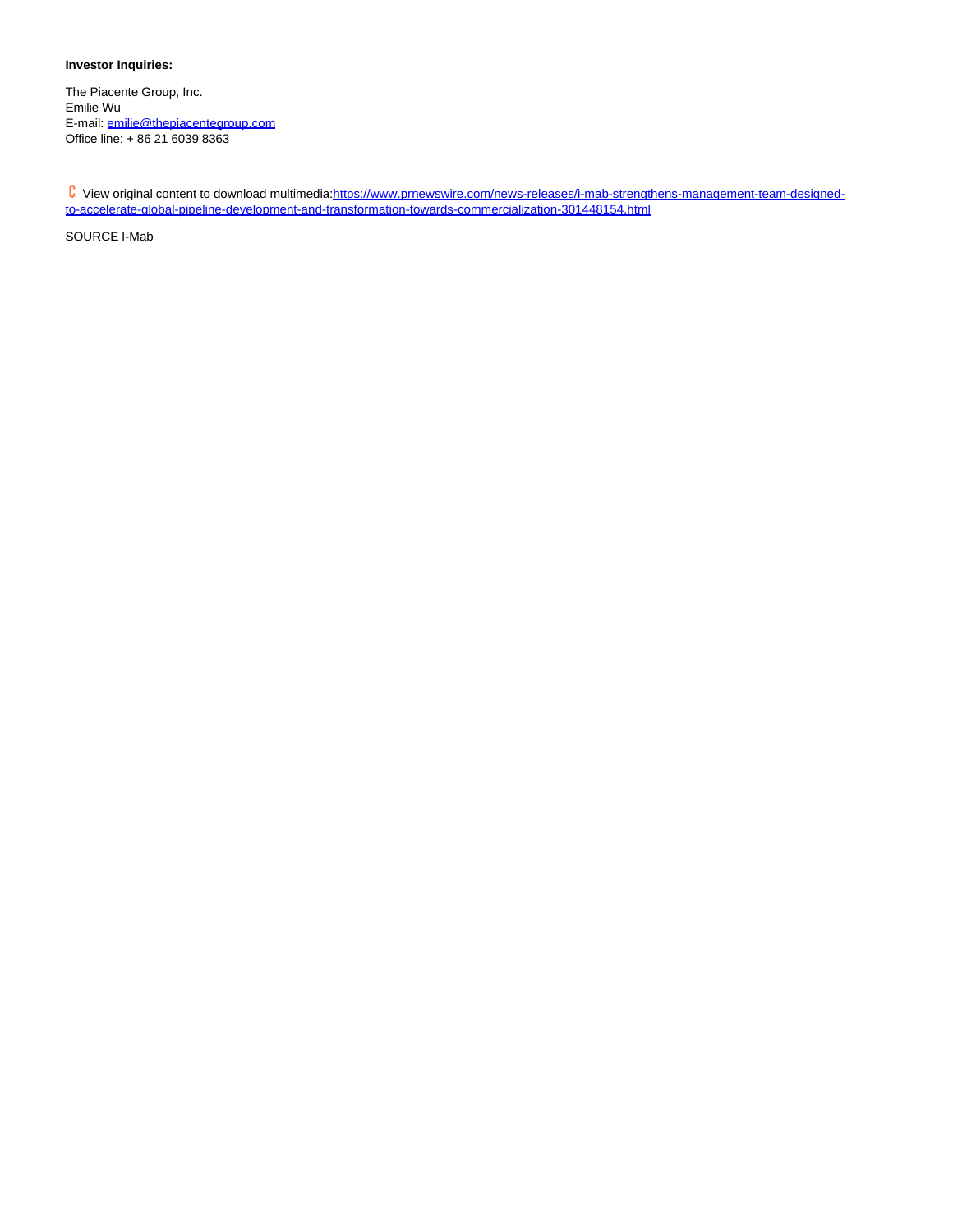**Investor Inquiries:**

The Piacente Group, Inc.
Emilie Wu
E-mail: emilie@thepiacentegroup.com
Office line: + 86 21 6039 8363

View original content to download multimedia:https://www.prnewswire.com/news-releases/i-mab-strengthens-management-team-designed-to-accelerate-global-pipeline-development-and-transformation-towards-commercialization-301448154.html

SOURCE I-Mab